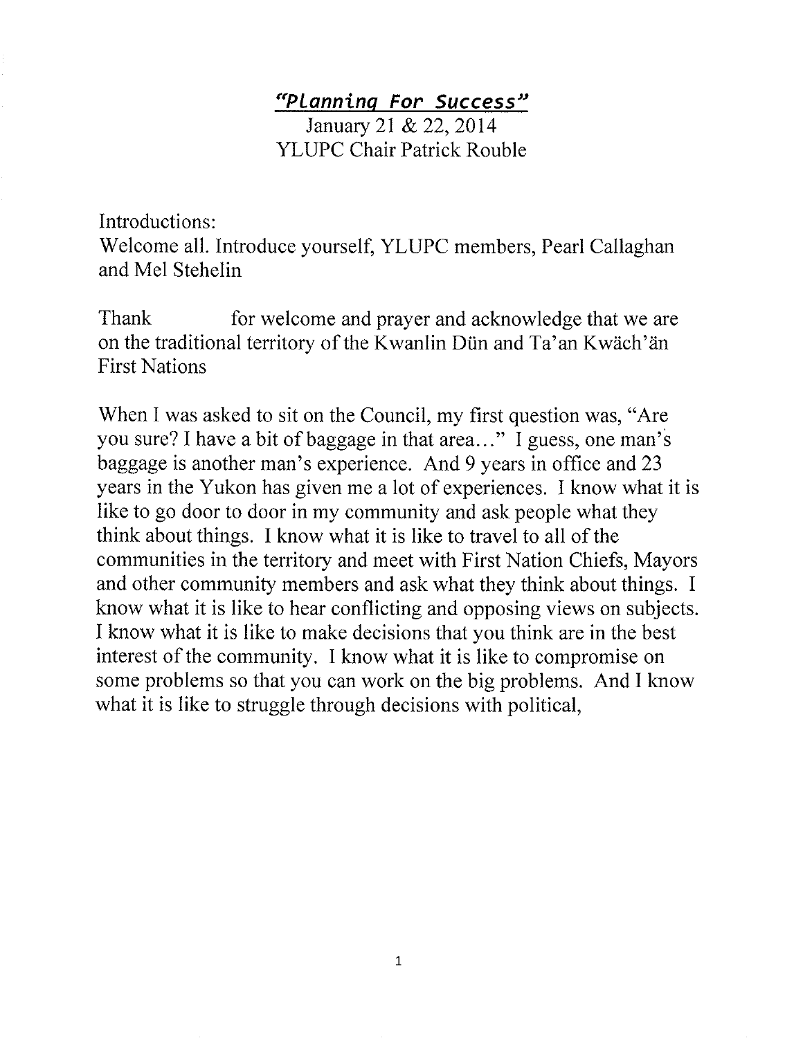# *"Planning For Success"*

January 21 & 22, 2014
YLUPC Chair Patrick Rouble

Introductions:
Welcome all. Introduce yourself, YLUPC members, Pearl Callaghan and Mel Stehelin

Thank            for welcome and prayer and acknowledge that we are on the traditional territory of the Kwanlin Dün and Ta'an Kwäch'än First Nations

When I was asked to sit on the Council, my first question was, "Are you sure? I have a bit of baggage in that area…" I guess, one man's baggage is another man's experience. And 9 years in office and 23 years in the Yukon has given me a lot of experiences. I know what it is like to go door to door in my community and ask people what they think about things. I know what it is like to travel to all of the communities in the territory and meet with First Nation Chiefs, Mayors and other community members and ask what they think about things. I know what it is like to hear conflicting and opposing views on subjects. I know what it is like to make decisions that you think are in the best interest of the community. I know what it is like to compromise on some problems so that you can work on the big problems. And I know what it is like to struggle through decisions with political,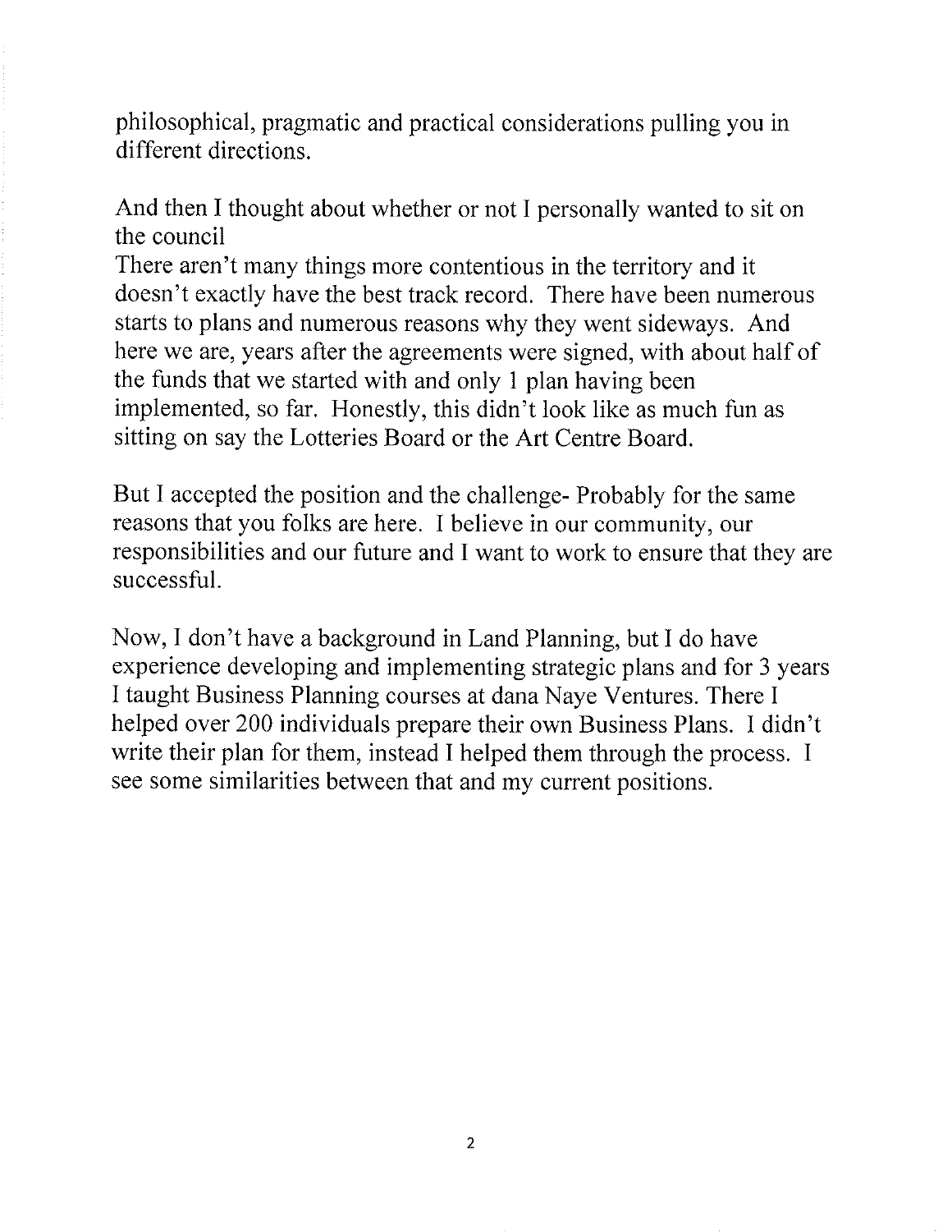philosophical, pragmatic and practical considerations pulling you in different directions.

And then I thought about whether or not I personally wanted to sit on the council
There aren't many things more contentious in the territory and it doesn't exactly have the best track record. There have been numerous starts to plans and numerous reasons why they went sideways. And here we are, years after the agreements were signed, with about half of the funds that we started with and only 1 plan having been implemented, so far. Honestly, this didn't look like as much fun as sitting on say the Lotteries Board or the Art Centre Board.

But I accepted the position and the challenge- Probably for the same reasons that you folks are here. I believe in our community, our responsibilities and our future and I want to work to ensure that they are successful.

Now, I don't have a background in Land Planning, but I do have experience developing and implementing strategic plans and for 3 years I taught Business Planning courses at dana Naye Ventures. There I helped over 200 individuals prepare their own Business Plans. I didn't write their plan for them, instead I helped them through the process. I see some similarities between that and my current positions.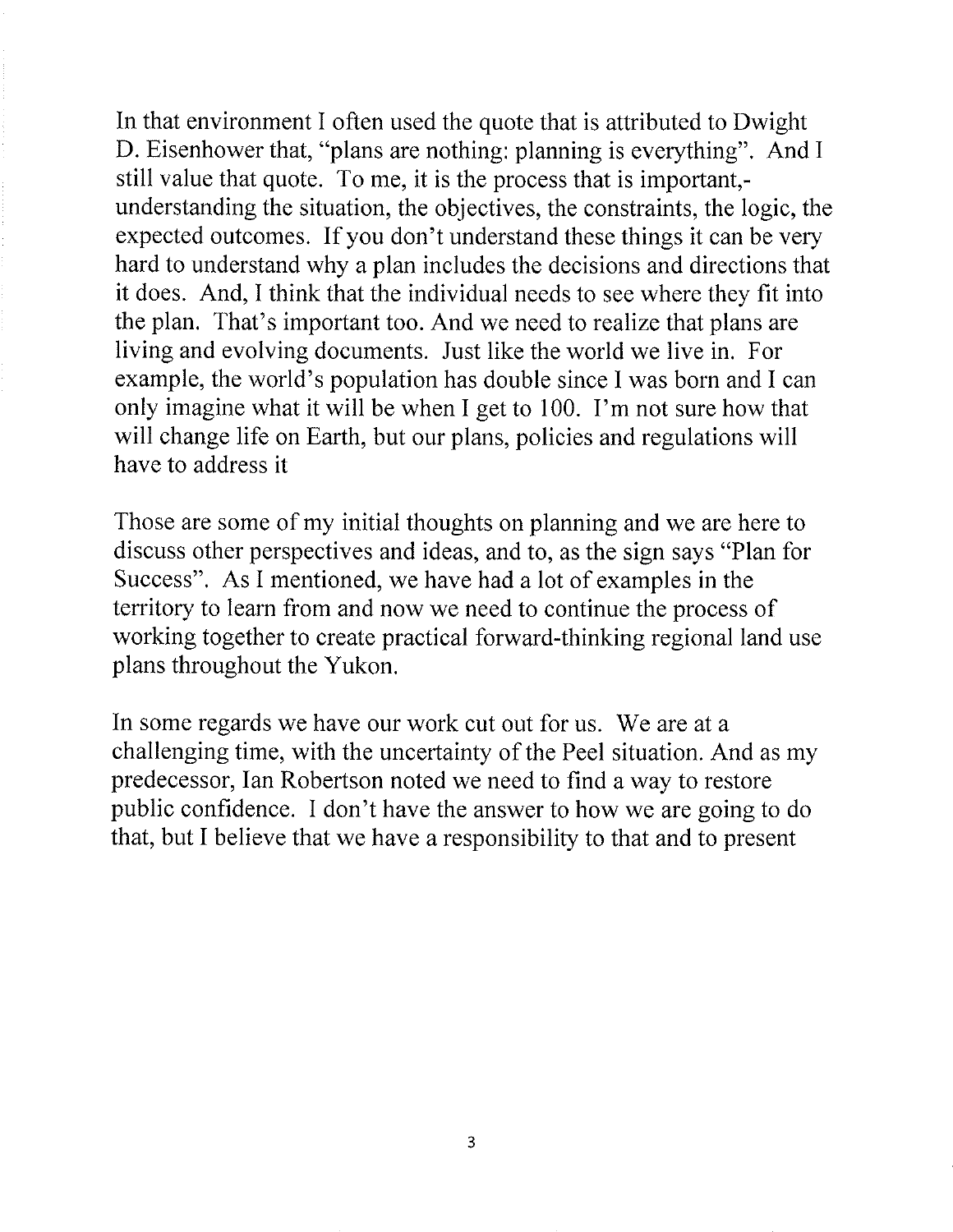In that environment I often used the quote that is attributed to Dwight D. Eisenhower that, "plans are nothing: planning is everything". And I still value that quote. To me, it is the process that is important,- understanding the situation, the objectives, the constraints, the logic, the expected outcomes. If you don't understand these things it can be very hard to understand why a plan includes the decisions and directions that it does. And, I think that the individual needs to see where they fit into the plan. That's important too. And we need to realize that plans are living and evolving documents. Just like the world we live in. For example, the world's population has double since I was born and I can only imagine what it will be when I get to 100. I'm not sure how that will change life on Earth, but our plans, policies and regulations will have to address it

Those are some of my initial thoughts on planning and we are here to discuss other perspectives and ideas, and to, as the sign says "Plan for Success". As I mentioned, we have had a lot of examples in the territory to learn from and now we need to continue the process of working together to create practical forward-thinking regional land use plans throughout the Yukon.

In some regards we have our work cut out for us. We are at a challenging time, with the uncertainty of the Peel situation. And as my predecessor, Ian Robertson noted we need to find a way to restore public confidence. I don't have the answer to how we are going to do that, but I believe that we have a responsibility to that and to present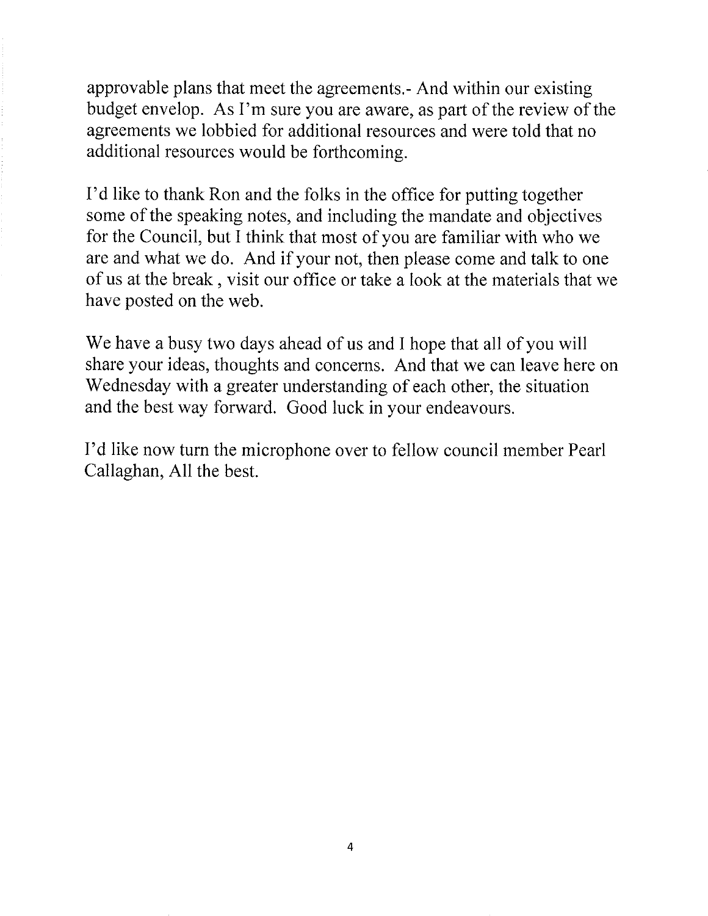approvable plans that meet the agreements.- And within our existing budget envelop. As I'm sure you are aware, as part of the review of the agreements we lobbied for additional resources and were told that no additional resources would be forthcoming.

I'd like to thank Ron and the folks in the office for putting together some of the speaking notes, and including the mandate and objectives for the Council, but I think that most of you are familiar with who we are and what we do. And if your not, then please come and talk to one of us at the break , visit our office or take a look at the materials that we have posted on the web.

We have a busy two days ahead of us and I hope that all of you will share your ideas, thoughts and concerns. And that we can leave here on Wednesday with a greater understanding of each other, the situation and the best way forward. Good luck in your endeavours.

I'd like now turn the microphone over to fellow council member Pearl Callaghan, All the best.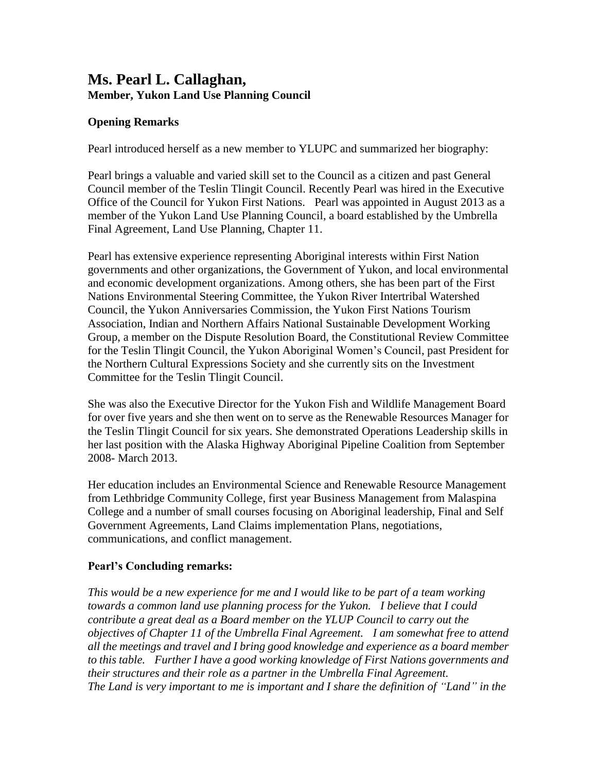# Ms. Pearl L. Callaghan,

**Member, Yukon Land Use Planning Council**

### Opening Remarks

Pearl introduced herself as a new member to YLUPC and summarized her biography:

Pearl brings a valuable and varied skill set to the Council as a citizen and past General Council member of the Teslin Tlingit Council. Recently Pearl was hired in the Executive Office of the Council for Yukon First Nations. Pearl was appointed in August 2013 as a member of the Yukon Land Use Planning Council, a board established by the Umbrella Final Agreement, Land Use Planning, Chapter 11.

Pearl has extensive experience representing Aboriginal interests within First Nation governments and other organizations, the Government of Yukon, and local environmental and economic development organizations. Among others, she has been part of the First Nations Environmental Steering Committee, the Yukon River Intertribal Watershed Council, the Yukon Anniversaries Commission, the Yukon First Nations Tourism Association, Indian and Northern Affairs National Sustainable Development Working Group, a member on the Dispute Resolution Board, the Constitutional Review Committee for the Teslin Tlingit Council, the Yukon Aboriginal Women's Council, past President for the Northern Cultural Expressions Society and she currently sits on the Investment Committee for the Teslin Tlingit Council.

She was also the Executive Director for the Yukon Fish and Wildlife Management Board for over five years and she then went on to serve as the Renewable Resources Manager for the Teslin Tlingit Council for six years. She demonstrated Operations Leadership skills in her last position with the Alaska Highway Aboriginal Pipeline Coalition from September 2008- March 2013.

Her education includes an Environmental Science and Renewable Resource Management from Lethbridge Community College, first year Business Management from Malaspina College and a number of small courses focusing on Aboriginal leadership, Final and Self Government Agreements, Land Claims implementation Plans, negotiations, communications, and conflict management.

### Pearl's Concluding remarks:

*This would be a new experience for me and I would like to be part of a team working towards a common land use planning process for the Yukon. I believe that I could contribute a great deal as a Board member on the YLUP Council to carry out the objectives of Chapter 11 of the Umbrella Final Agreement. I am somewhat free to attend all the meetings and travel and I bring good knowledge and experience as a board member to this table. Further I have a good working knowledge of First Nations governments and their structures and their role as a partner in the Umbrella Final Agreement.*
*The Land is very important to me is important and I share the definition of "Land" in the*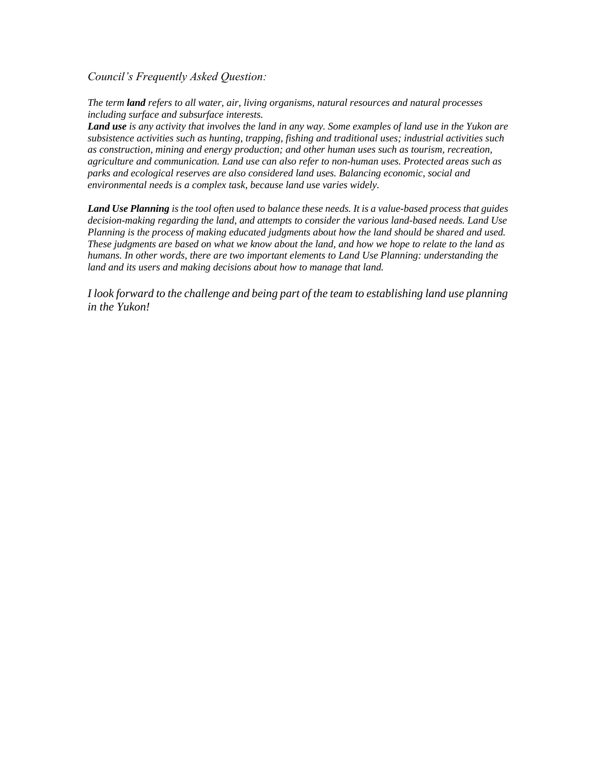*Council's Frequently Asked Question:*

*The term **land** refers to all water, air, living organisms, natural resources and natural processes including surface and subsurface interests.*
***Land use** is any activity that involves the land in any way. Some examples of land use in the Yukon are subsistence activities such as hunting, trapping, fishing and traditional uses; industrial activities such as construction, mining and energy production; and other human uses such as tourism, recreation, agriculture and communication. Land use can also refer to non-human uses. Protected areas such as parks and ecological reserves are also considered land uses. Balancing economic, social and environmental needs is a complex task, because land use varies widely.*

***Land Use Planning** is the tool often used to balance these needs. It is a value-based process that guides decision-making regarding the land, and attempts to consider the various land-based needs. Land Use Planning is the process of making educated judgments about how the land should be shared and used. These judgments are based on what we know about the land, and how we hope to relate to the land as humans. In other words, there are two important elements to Land Use Planning: understanding the land and its users and making decisions about how to manage that land.*

*I look forward to the challenge and being part of the team to establishing land use planning in the Yukon!*